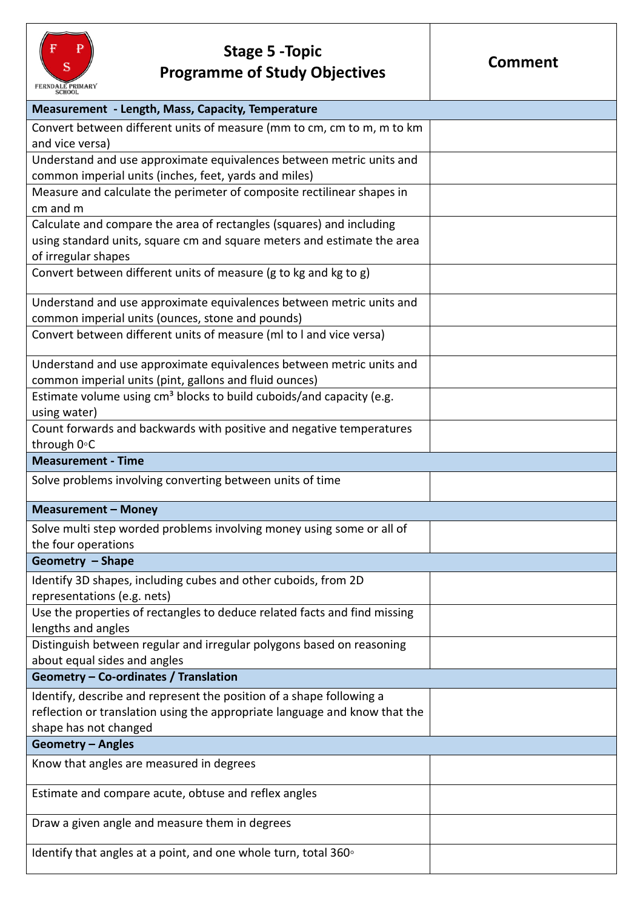| FERNDALE PRIMARY SCHOOL<br>**Stage 5 -Topic**<br>**Programme of Study Objectives** | **Comment** |
|---|---|
| **Measurement - Length, Mass, Capacity, Temperature** | |
| Convert between different units of measure (mm to cm, cm to m, m to km and vice versa) | |
| Understand and use approximate equivalences between metric units and common imperial units (inches, feet, yards and miles) | |
| Measure and calculate the perimeter of composite rectilinear shapes in cm and m | |
| Calculate and compare the area of rectangles (squares) and including using standard units, square cm and square meters and estimate the area of irregular shapes | |
| Convert between different units of measure (g to kg and kg to g) | |
| Understand and use approximate equivalences between metric units and common imperial units (ounces, stone and pounds) | |
| Convert between different units of measure (ml to l and vice versa) | |
| Understand and use approximate equivalences between metric units and common imperial units (pint, gallons and fluid ounces) | |
| Estimate volume using $cm^3$ blocks to build cuboids/and capacity (e.g. using water) | |
| Count forwards and backwards with positive and negative temperatures through 0◦C | |
| **Measurement - Time** | |
| Solve problems involving converting between units of time | |
| **Measurement – Money** | |
| Solve multi step worded problems involving money using some or all of the four operations | |
| **Geometry – Shape** | |
| Identify 3D shapes, including cubes and other cuboids, from 2D representations (e.g. nets) | |
| Use the properties of rectangles to deduce related facts and find missing lengths and angles | |
| Distinguish between regular and irregular polygons based on reasoning about equal sides and angles | |
| **Geometry – Co-ordinates / Translation** | |
| Identify, describe and represent the position of a shape following a reflection or translation using the appropriate language and know that the shape has not changed | |
| **Geometry – Angles** | |
| Know that angles are measured in degrees | |
| Estimate and compare acute, obtuse and reflex angles | |
| Draw a given angle and measure them in degrees | |
| Identify that angles at a point, and one whole turn, total 360◦ | |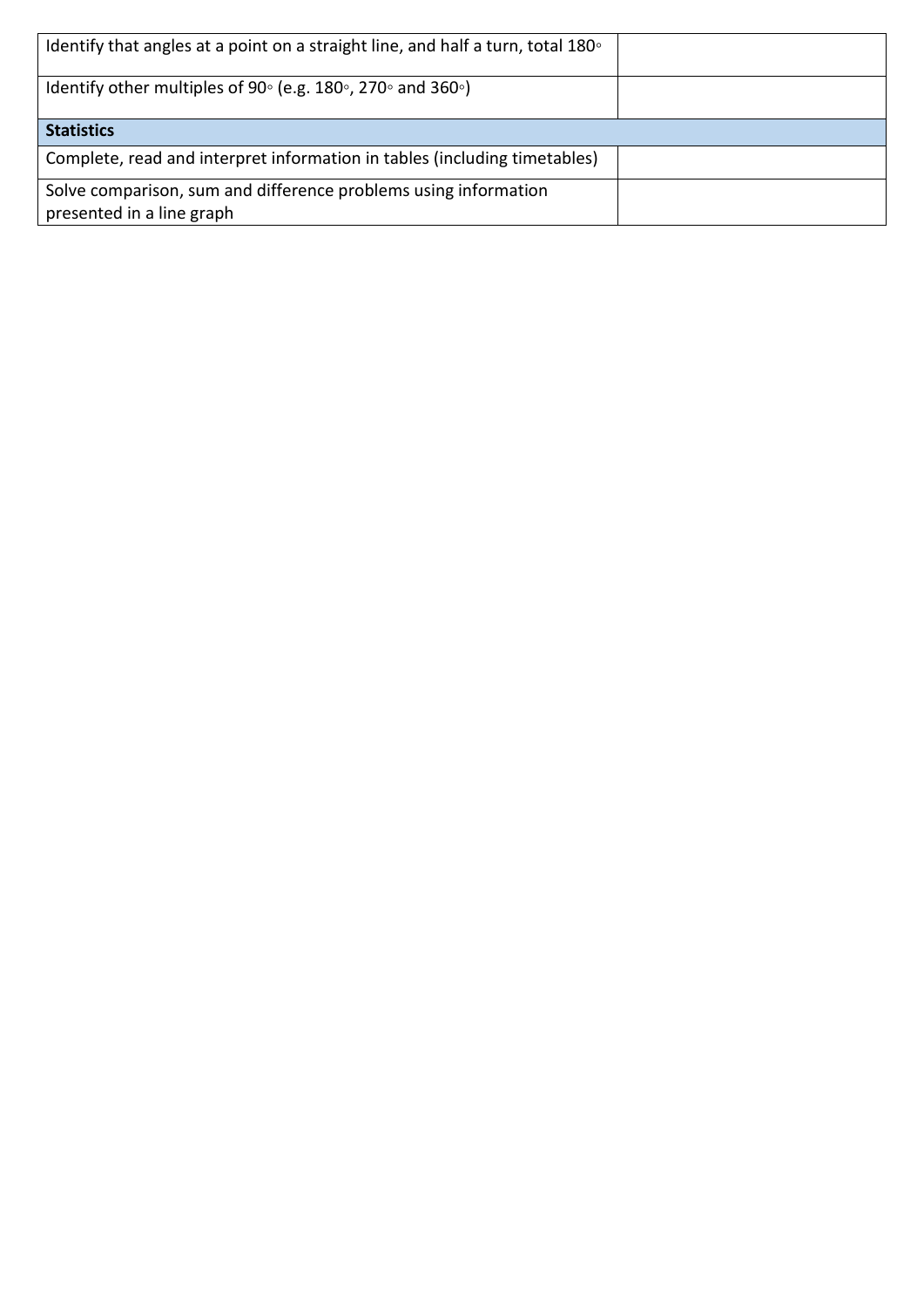| | |
|---|---|
| Identify that angles at a point on a straight line, and half a turn, total 180° | |
| Identify other multiples of 90° (e.g. 180°, 270° and 360°) | |
| **Statistics** | |
| Complete, read and interpret information in tables (including timetables) | |
| Solve comparison, sum and difference problems using information presented in a line graph | |